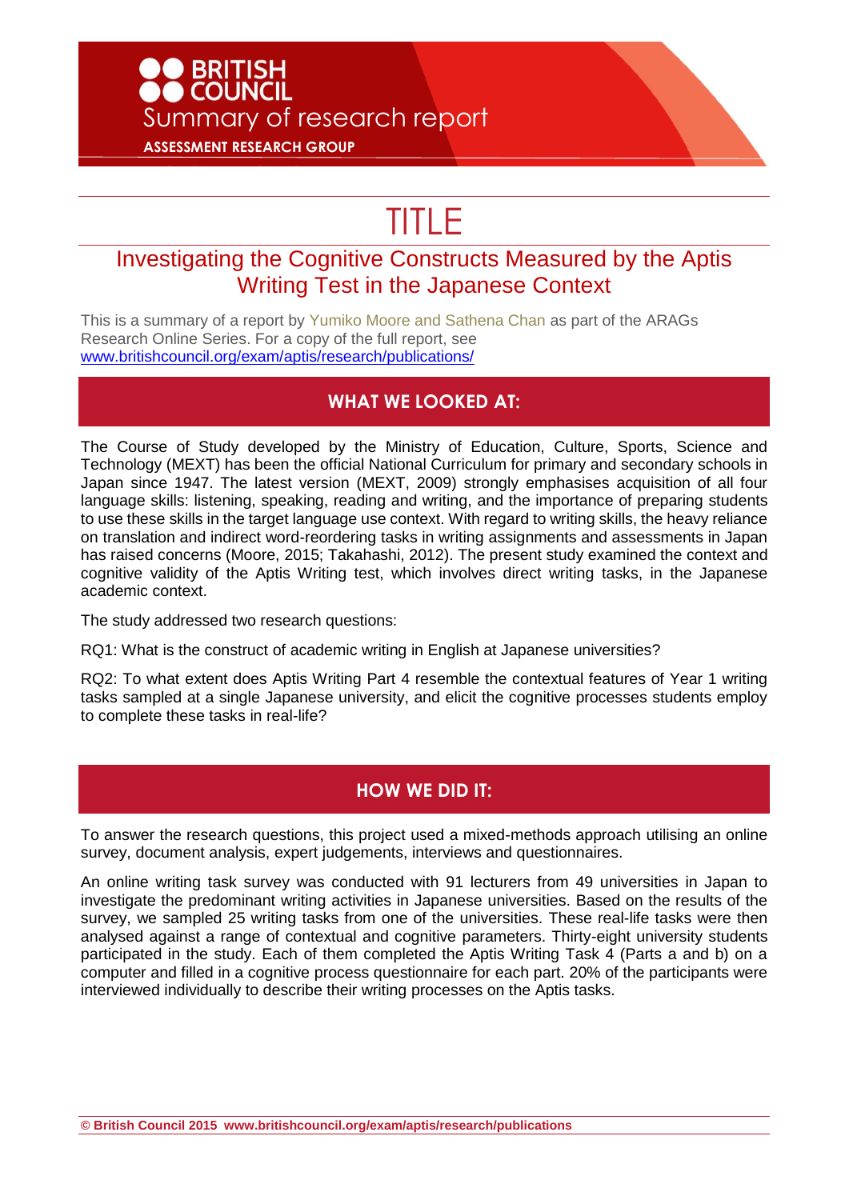**BRITISH COUNCIL**

Summary of research report

**ASSESSMENT RESEARCH GROUP**

# TITLE

## Investigating the Cognitive Constructs Measured by the Aptis Writing Test in the Japanese Context

This is a summary of a report by Yumiko Moore and Sathena Chan as part of the ARAGs Research Online Series. For a copy of the full report, see [www.britishcouncil.org/exam/aptis/research/publications/](www.britishcouncil.org/exam/aptis/research/publications/)

## WHAT WE LOOKED AT:

The Course of Study developed by the Ministry of Education, Culture, Sports, Science and Technology (MEXT) has been the official National Curriculum for primary and secondary schools in Japan since 1947. The latest version (MEXT, 2009) strongly emphasises acquisition of all four language skills: listening, speaking, reading and writing, and the importance of preparing students to use these skills in the target language use context. With regard to writing skills, the heavy reliance on translation and indirect word-reordering tasks in writing assignments and assessments in Japan has raised concerns (Moore, 2015; Takahashi, 2012). The present study examined the context and cognitive validity of the Aptis Writing test, which involves direct writing tasks, in the Japanese academic context.

The study addressed two research questions:

RQ1: What is the construct of academic writing in English at Japanese universities?

RQ2: To what extent does Aptis Writing Part 4 resemble the contextual features of Year 1 writing tasks sampled at a single Japanese university, and elicit the cognitive processes students employ to complete these tasks in real-life?

## HOW WE DID IT:

To answer the research questions, this project used a mixed-methods approach utilising an online survey, document analysis, expert judgements, interviews and questionnaires.

An online writing task survey was conducted with 91 lecturers from 49 universities in Japan to investigate the predominant writing activities in Japanese universities. Based on the results of the survey, we sampled 25 writing tasks from one of the universities. These real-life tasks were then analysed against a range of contextual and cognitive parameters. Thirty-eight university students participated in the study. Each of them completed the Aptis Writing Task 4 (Parts a and b) on a computer and filled in a cognitive process questionnaire for each part. 20% of the participants were interviewed individually to describe their writing processes on the Aptis tasks.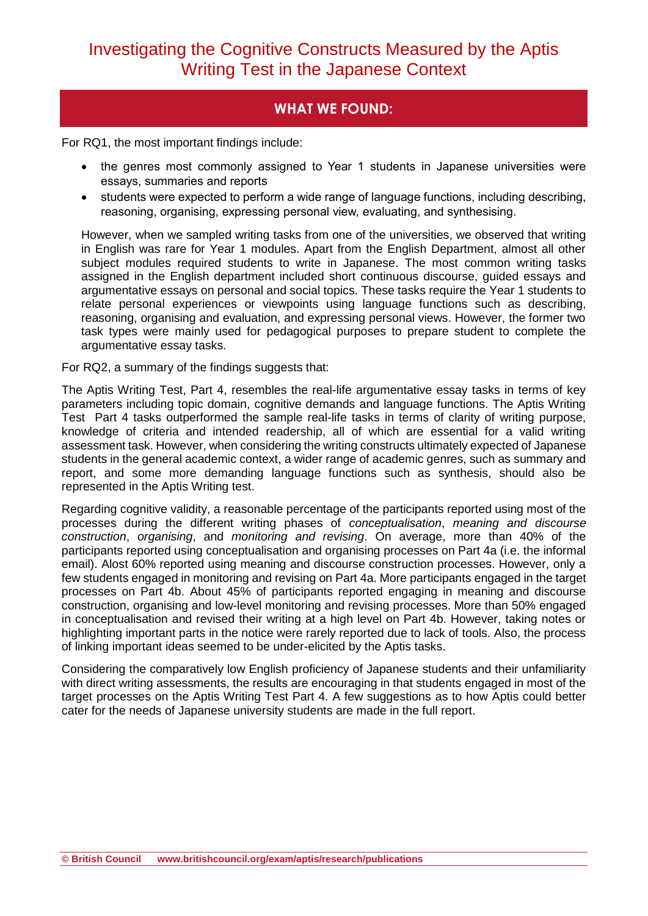# Investigating the Cognitive Constructs Measured by the Aptis Writing Test in the Japanese Context

## WHAT WE FOUND:

For RQ1, the most important findings include:

- the genres most commonly assigned to Year 1 students in Japanese universities were essays, summaries and reports
- students were expected to perform a wide range of language functions, including describing, reasoning, organising, expressing personal view, evaluating, and synthesising.

However, when we sampled writing tasks from one of the universities, we observed that writing in English was rare for Year 1 modules. Apart from the English Department, almost all other subject modules required students to write in Japanese. The most common writing tasks assigned in the English department included short continuous discourse, guided essays and argumentative essays on personal and social topics. These tasks require the Year 1 students to relate personal experiences or viewpoints using language functions such as describing, reasoning, organising and evaluation, and expressing personal views. However, the former two task types were mainly used for pedagogical purposes to prepare student to complete the argumentative essay tasks.

For RQ2, a summary of the findings suggests that:

The Aptis Writing Test, Part 4, resembles the real-life argumentative essay tasks in terms of key parameters including topic domain, cognitive demands and language functions. The Aptis Writing Test Part 4 tasks outperformed the sample real-life tasks in terms of clarity of writing purpose, knowledge of criteria and intended readership, all of which are essential for a valid writing assessment task. However, when considering the writing constructs ultimately expected of Japanese students in the general academic context, a wider range of academic genres, such as summary and report, and some more demanding language functions such as synthesis, should also be represented in the Aptis Writing test.

Regarding cognitive validity, a reasonable percentage of the participants reported using most of the processes during the different writing phases of *conceptualisation*, *meaning and discourse construction*, *organising*, and *monitoring and revising*. On average, more than 40% of the participants reported using conceptualisation and organising processes on Part 4a (i.e. the informal email). Alost 60% reported using meaning and discourse construction processes. However, only a few students engaged in monitoring and revising on Part 4a. More participants engaged in the target processes on Part 4b. About 45% of participants reported engaging in meaning and discourse construction, organising and low-level monitoring and revising processes. More than 50% engaged in conceptualisation and revised their writing at a high level on Part 4b. However, taking notes or highlighting important parts in the notice were rarely reported due to lack of tools. Also, the process of linking important ideas seemed to be under-elicited by the Aptis tasks.

Considering the comparatively low English proficiency of Japanese students and their unfamiliarity with direct writing assessments, the results are encouraging in that students engaged in most of the target processes on the Aptis Writing Test Part 4. A few suggestions as to how Aptis could better cater for the needs of Japanese university students are made in the full report.